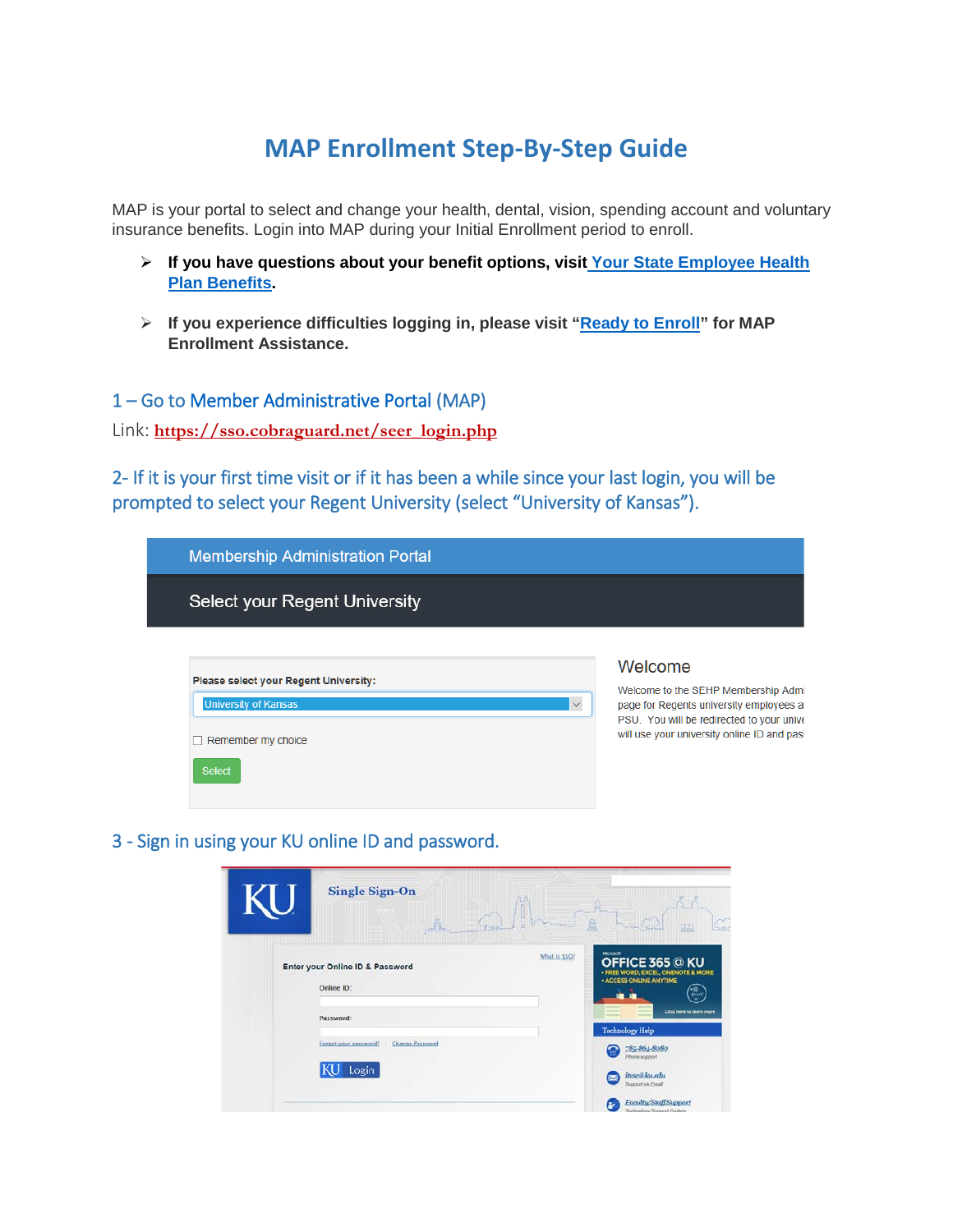# MAP Enrollment Step-By-Step Guide

MAP is your portal to select and change your health, dental, vision, spending account and voluntary insurance benefits. Login into MAP during your Initial Enrollment period to enroll.

- **If you have questions about your benefit options, visit Your State Employee Health Plan Benefits.**
- **If you experience difficulties logging in, please visit "Ready to Enroll" for MAP Enrollment Assistance.**

## 1 – Go to Member Administrative Portal (MAP)

Link: **https://sso.cobraguard.net/seer_login.php**

## 2- If it is your first time visit or if it has been a while since your last login, you will be prompted to select your Regent University (select "University of Kansas").

## 3 - Sign in using your KU online ID and password.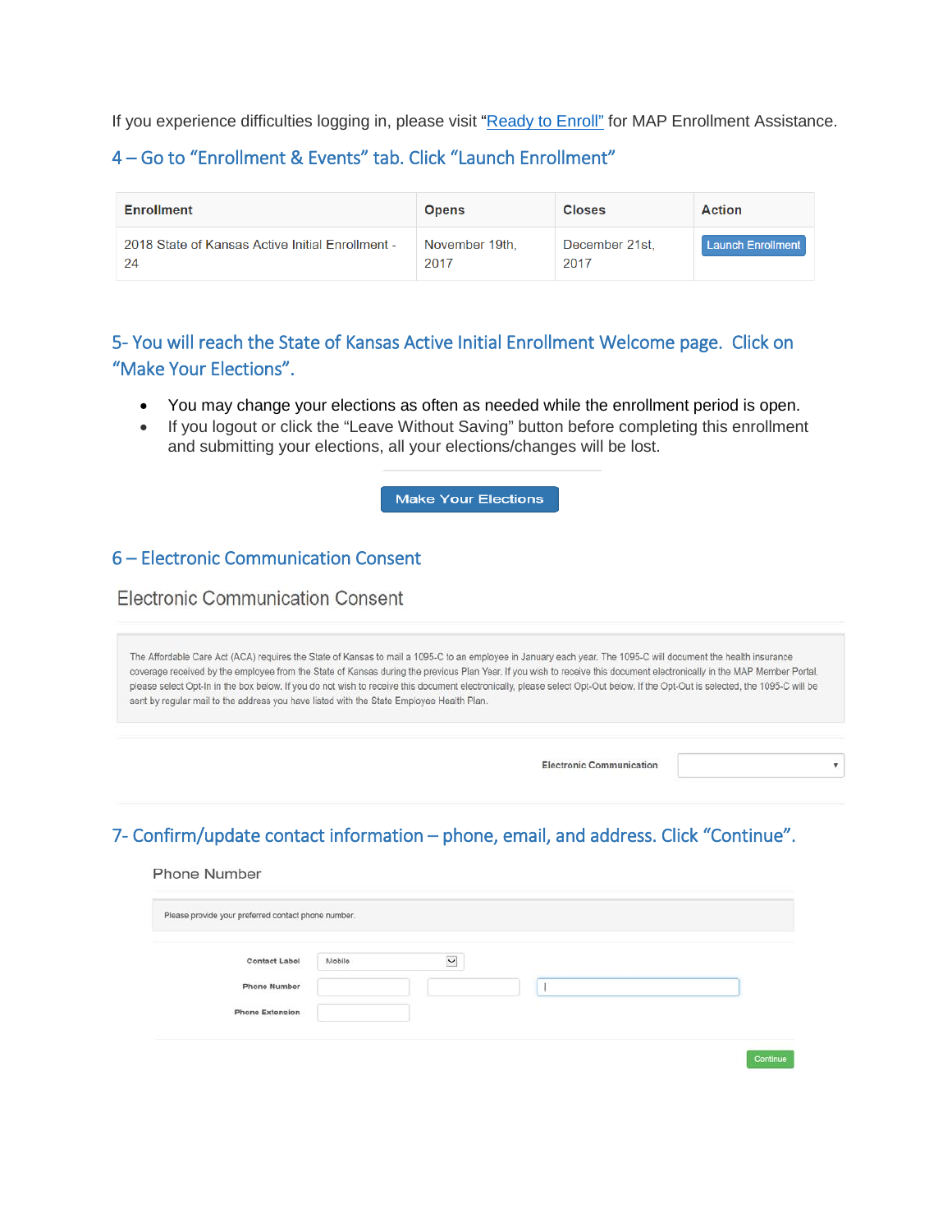If you experience difficulties logging in, please visit "[Ready to Enroll"](Ready to Enroll) for MAP Enrollment Assistance.

## 4 – Go to "Enrollment & Events" tab. Click "Launch Enrollment"

| Enrollment | Opens | Closes | Action |
|---|---|---|---|
| 2018 State of Kansas Active Initial Enrollment - 24 | November 19th, 2017 | December 21st, 2017 | Launch Enrollment |

## 5- You will reach the State of Kansas Active Initial Enrollment Welcome page. Click on "Make Your Elections".

- You may change your elections as often as needed while the enrollment period is open.
- If you logout or click the "Leave Without Saving" button before completing this enrollment and submitting your elections, all your elections/changes will be lost.

Make Your Elections

## 6 – Electronic Communication Consent

### Electronic Communication Consent

The Affordable Care Act (ACA) requires the State of Kansas to mail a 1095-C to an employee in January each year. The 1095-C will document the health insurance coverage received by the employee from the State of Kansas during the previous Plan Year. If you wish to receive this document electronically in the MAP Member Portal, please select Opt-In in the box below. If you do not wish to receive this document electronically, please select Opt-Out below. If the Opt-Out is selected, the 1095-C will be sent by regular mail to the address you have listed with the State Employee Health Plan.

Electronic Communication

## 7- Confirm/update contact information – phone, email, and address. Click "Continue".

### Phone Number

Please provide your preferred contact phone number.

Contact Label: Mobile

Phone Number

Phone Extension

Continue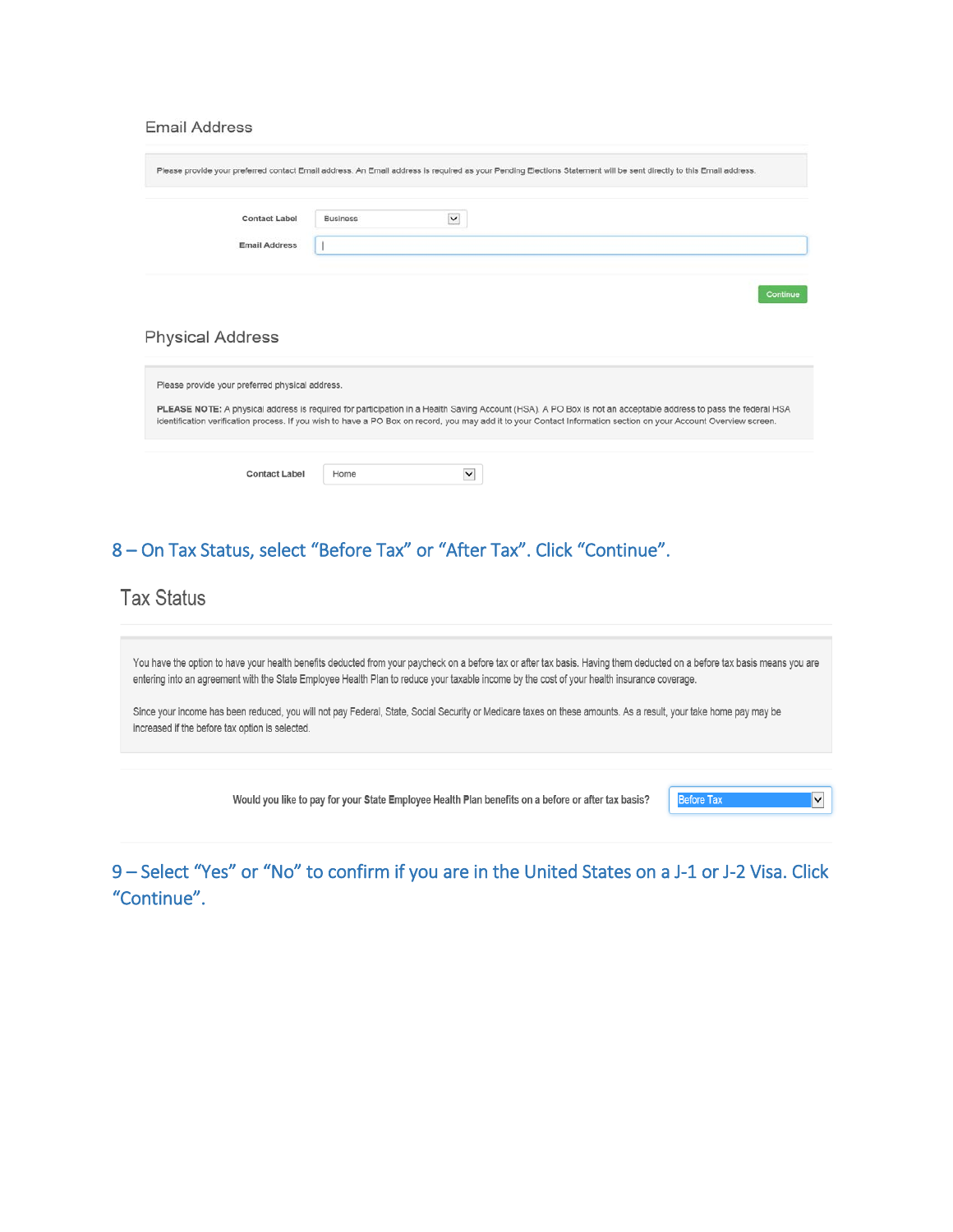## Email Address

Please provide your preferred contact Email address. An Email address is required as your Pending Elections Statement will be sent directly to this Email address.

**Contact Label** Business

**Email Address**

Continue

## Physical Address

Please provide your preferred physical address.

**PLEASE NOTE:** A physical address is required for participation in a Health Saving Account (HSA). A PO Box is not an acceptable address to pass the federal HSA identification verification process. If you wish to have a PO Box on record, you may add it to your Contact Information section on your Account Overview screen.

**Contact Label** Home

### 8 – On Tax Status, select "Before Tax" or "After Tax". Click "Continue".

## Tax Status

You have the option to have your health benefits deducted from your paycheck on a before tax or after tax basis. Having them deducted on a before tax basis means you are entering into an agreement with the State Employee Health Plan to reduce your taxable income by the cost of your health insurance coverage.

Since your income has been reduced, you will not pay Federal, State, Social Security or Medicare taxes on these amounts. As a result, your take home pay may be increased if the before tax option is selected.

**Would you like to pay for your State Employee Health Plan benefits on a before or after tax basis?** Before Tax

### 9 – Select "Yes" or "No" to confirm if you are in the United States on a J-1 or J-2 Visa. Click "Continue".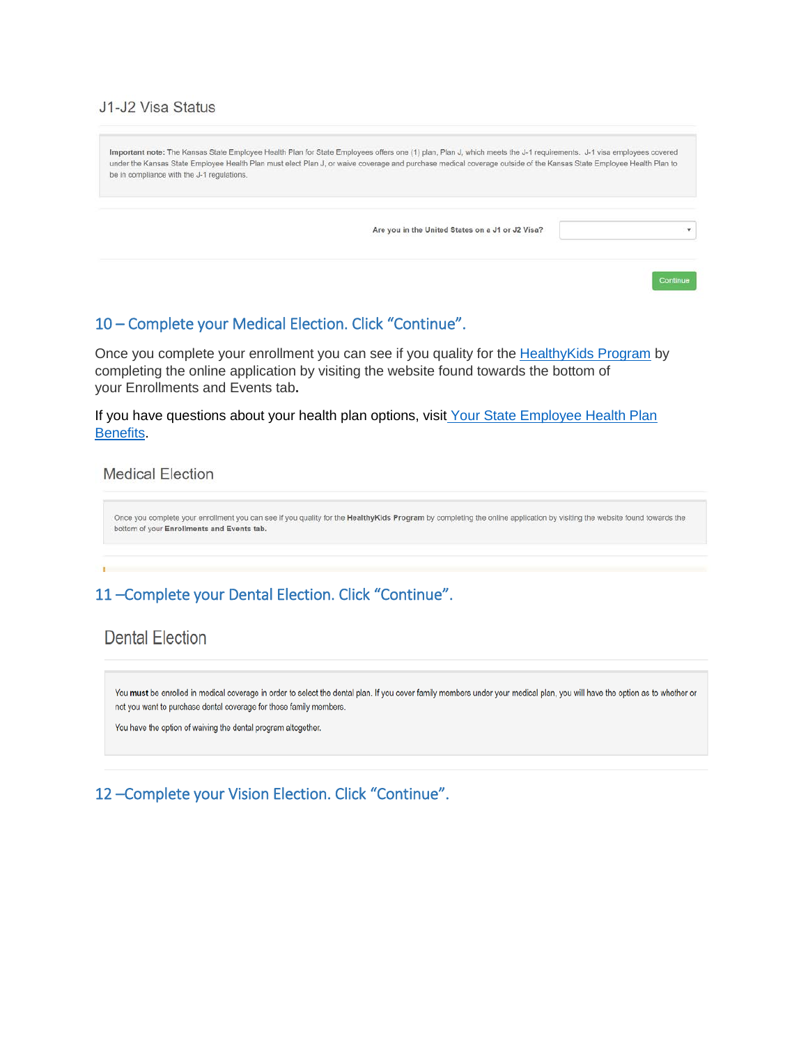J1-J2 Visa Status

**Important note:** The Kansas State Employee Health Plan for State Employees offers one (1) plan, Plan J, which meets the J-1 requirements. J-1 visa employees covered under the Kansas State Employee Health Plan must elect Plan J, or waive coverage and purchase medical coverage outside of the Kansas State Employee Health Plan to be in compliance with the J-1 regulations.

Are you in the United States on a J1 or J2 Visa?

Continue

## 10 – Complete your Medical Election. Click "Continue".

Once you complete your enrollment you can see if you quality for the HealthyKids Program by completing the online application by visiting the website found towards the bottom of your Enrollments and Events tab**.**

If you have questions about your health plan options, visit Your State Employee Health Plan Benefits.

Medical Election

Once you complete your enrollment you can see if you quality for the **HealthyKids Program** by completing the online application by visiting the website found towards the bottom of your **Enrollments and Events tab.**

## 11 –Complete your Dental Election. Click "Continue".

Dental Election

You **must** be enrolled in medical coverage in order to select the dental plan. If you cover family members under your medical plan, you will have the option as to whether or not you want to purchase dental coverage for those family members.

You have the option of waiving the dental program altogether.

## 12 –Complete your Vision Election. Click "Continue".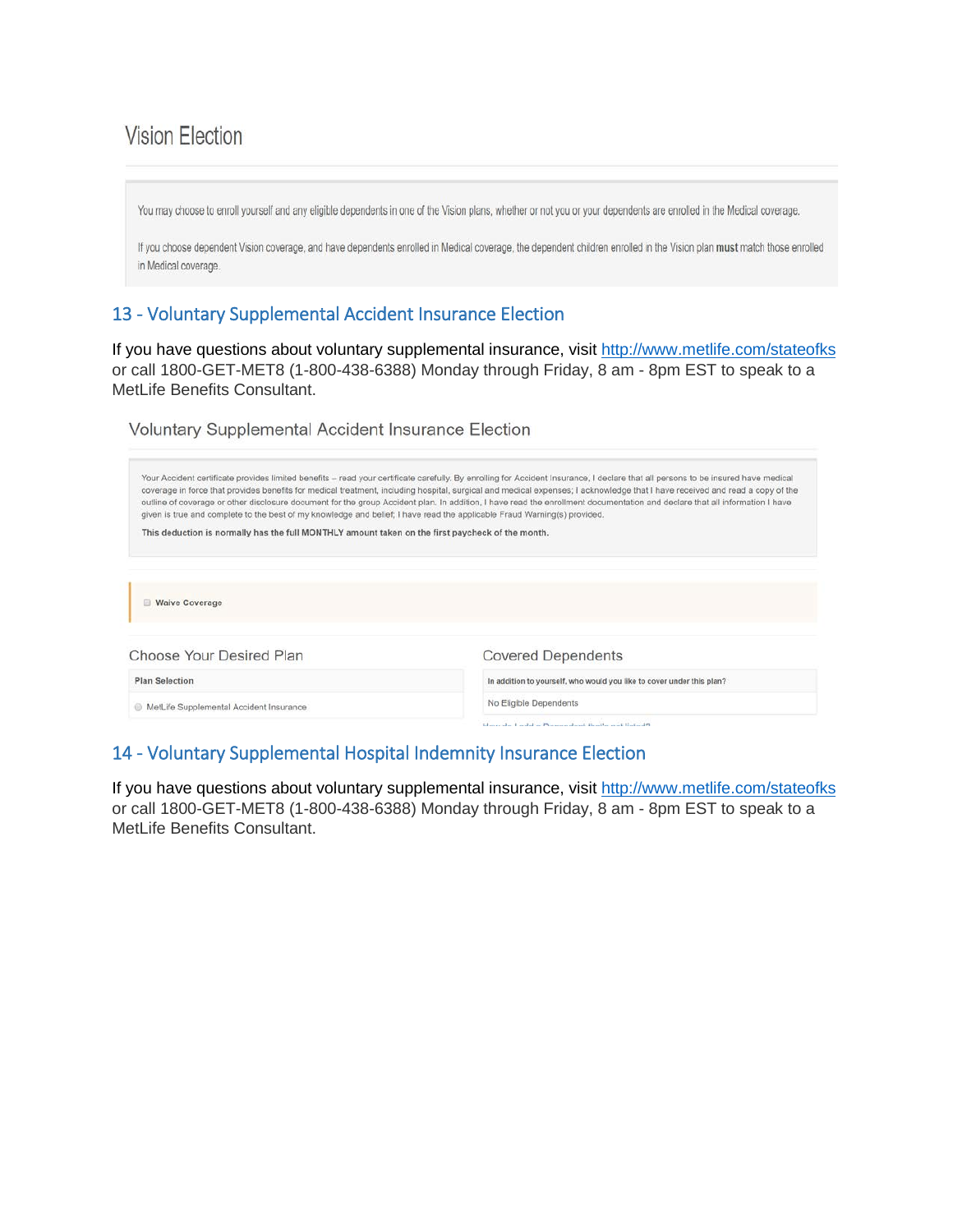Vision Election

You may choose to enroll yourself and any eligible dependents in one of the Vision plans, whether or not you or your dependents are enrolled in the Medical coverage.

If you choose dependent Vision coverage, and have dependents enrolled in Medical coverage, the dependent children enrolled in the Vision plan **must** match those enrolled in Medical coverage.

## 13 - Voluntary Supplemental Accident Insurance Election

If you have questions about voluntary supplemental insurance, visit http://www.metlife.com/stateofks or call 1800-GET-MET8 (1-800-438-6388) Monday through Friday, 8 am - 8pm EST to speak to a MetLife Benefits Consultant.

Voluntary Supplemental Accident Insurance Election

Your Accident certificate provides limited benefits – read your certificate carefully. By enrolling for Accident Insurance, I declare that all persons to be insured have medical coverage in force that provides benefits for medical treatment, including hospital, surgical and medical expenses; I acknowledge that I have received and read a copy of the outline of coverage or other disclosure document for the group Accident plan. In addition, I have read the enrollment documentation and declare that all information I have given is true and complete to the best of my knowledge and belief; I have read the applicable Fraud Warning(s) provided.

**This deduction is normally has the full MONTHLY amount taken on the first paycheck of the month.**

☐ **Waive Coverage**

Choose Your Desired Plan

| Plan Selection |
|---|
| ○ MetLife Supplemental Accident Insurance |

Covered Dependents

| In addition to yourself, who would you like to cover under this plan? |
|---|
| No Eligible Dependents |

How do I add a Dependent that's not listed?

## 14 - Voluntary Supplemental Hospital Indemnity Insurance Election

If you have questions about voluntary supplemental insurance, visit http://www.metlife.com/stateofks or call 1800-GET-MET8 (1-800-438-6388) Monday through Friday, 8 am - 8pm EST to speak to a MetLife Benefits Consultant.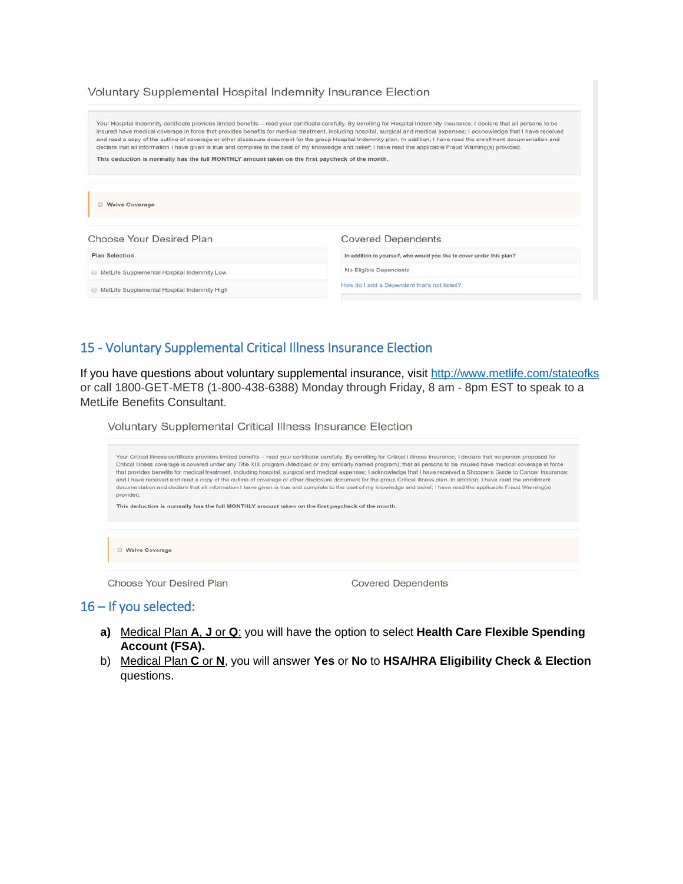Voluntary Supplemental Hospital Indemnity Insurance Election

Your Hospital Indemnity certificate provides limited benefits – read your certificate carefully. By enrolling for Hospital Indemnity insurance, I declare that all persons to be insured have medical coverage in force that provides benefits for medical treatment, including hospital, surgical and medical expenses; I acknowledge that I have received and read a copy of the outline of coverage or other disclosure document for the group Hospital Indemnity plan. In addition, I have read the enrollment documentation and declare that all information I have given is true and complete to the best of my knowledge and belief; I have read the applicable Fraud Warning(s) provided.

**This deduction is normally has the full MONTHLY amount taken on the first paycheck of the month.**

☐ **Waive Coverage**

Choose Your Desired Plan

| Plan Selection |
|---|
| ○ MetLife Supplemental Hospital Indemnity Low |
| ○ MetLife Supplemental Hospital Indemnity High |

Covered Dependents

| In addition to yourself, who would you like to cover under this plan? |
|---|
| No Eligible Dependents |

How do I add a Dependent that's not listed?

## 15 - Voluntary Supplemental Critical Illness Insurance Election

If you have questions about voluntary supplemental insurance, visit http://www.metlife.com/stateofks or call 1800-GET-MET8 (1-800-438-6388) Monday through Friday, 8 am - 8pm EST to speak to a MetLife Benefits Consultant.

Voluntary Supplemental Critical Illness Insurance Election

Your Critical Illness certificate provides limited benefits – read your certificate carefully. By enrolling for Critical I Illness Insurance, I declare that no person proposed for Critical Illness coverage is covered under any Title XIX program (Medicaid or any similarly named program); that all persons to be insured have medical coverage in force that provides benefits for medical treatment, including hospital, surgical and medical expenses; I acknowledge that I have received a Shopper's Guide to Cancer Insurance; and I have received and read a copy of the outline of coverage or other disclosure document for the group Critical Illness plan. In addition, I have read the enrollment documentation and declare that all information I have given is true and complete to the best of my knowledge and belief; I have read the applicable Fraud Warning(s) provided.

**This deduction is normally has the full MONTHLY amount taken on the first paycheck of the month.**

☐ **Waive Coverage**

Choose Your Desired Plan

Covered Dependents

## 16 – If you selected:

**a)** Medical Plan **A**, **J** or **Q**: you will have the option to select **Health Care Flexible Spending Account (FSA).**

b) Medical Plan **C** or **N**, you will answer **Yes** or **No** to **HSA/HRA Eligibility Check & Election** questions.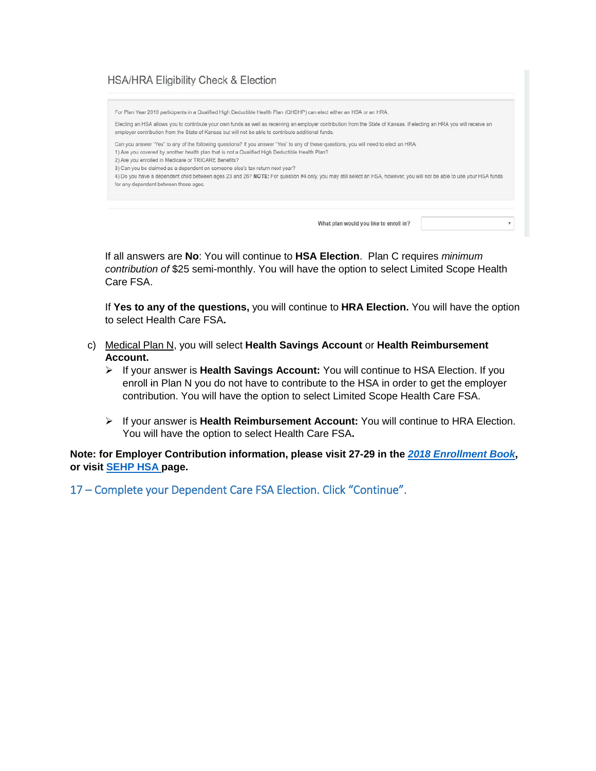HSA/HRA Eligibility Check & Election

For Plan Year 2018 participants in a Qualified High Deductible Health Plan (QHDHP) can elect either an HSA or an HRA.

Electing an HSA allows you to contribute your own funds as well as receiving an employer contribution from the State of Kansas. If electing an HRA you will receive an employer contribution from the State of Kansas but will not be able to contribute additional funds.

Can you answer "Yes" to any of the following questions? If you answer "Yes" to any of these questions, you will need to elect an HRA.
1) Are you covered by another health plan that is not a Qualified High Deductible Health Plan?
2) Are you enrolled in Medicare or TRICARE Benefits?
3) Can you be claimed as a dependent on someone else's tax return next year?
4) Do you have a dependent child between ages 23 and 26? **NOTE:** For question #4 only, you may still select an HSA, however, you will not be able to use your HSA funds for any dependent between those ages.

What plan would you like to enroll in?

If all answers are **No**: You will continue to **HSA Election**. Plan C requires *minimum contribution of* $25 semi-monthly. You will have the option to select Limited Scope Health Care FSA.

If **Yes to any of the questions,** you will continue to **HRA Election.** You will have the option to select Health Care FSA**.**

c) Medical Plan N, you will select **Health Savings Account** or **Health Reimbursement Account.**
   - If your answer is **Health Savings Account:** You will continue to HSA Election. If you enroll in Plan N you do not have to contribute to the HSA in order to get the employer contribution. You will have the option to select Limited Scope Health Care FSA.
   - If your answer is **Health Reimbursement Account:** You will continue to HRA Election. You will have the option to select Health Care FSA**.**

**Note: for Employer Contribution information, please visit 27-29 in the *2018 Enrollment Book*, or visit SEHP HSA page.**

### 17 – Complete your Dependent Care FSA Election. Click "Continue".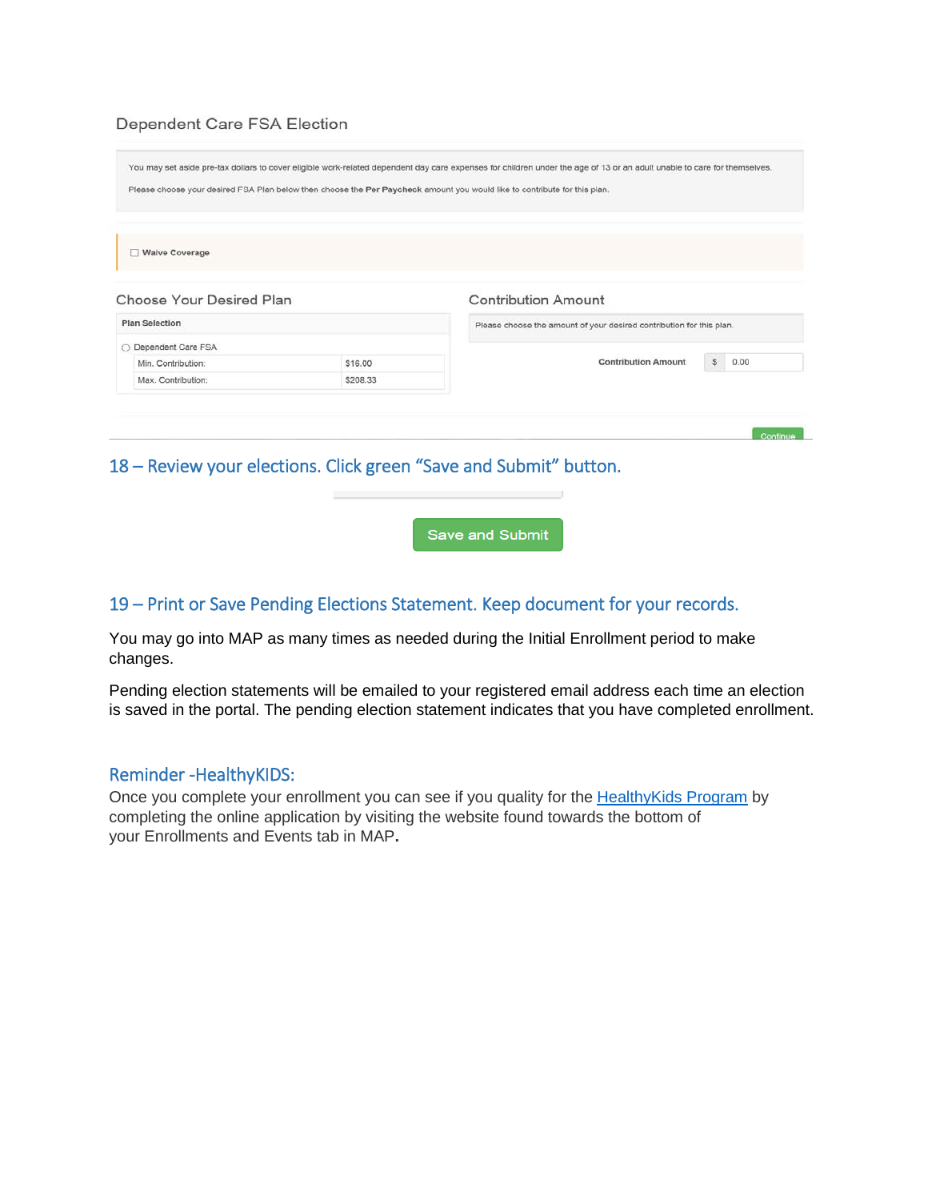Dependent Care FSA Election

You may set aside pre-tax dollars to cover eligible work-related dependent day care expenses for children under the age of 13 or an adult unable to care for themselves.

Please choose your desired FSA Plan below then choose the **Per Paycheck** amount you would like to contribute for this plan.

☐ **Waive Coverage**

Choose Your Desired Plan

| **Plan Selection** | |
| --- | --- |
| ○ Dependent Care FSA | |
| Min. Contribution: | $16.00 |
| Max. Contribution: | $208.33 |

Contribution Amount

Please choose the amount of your desired contribution for this plan.

**Contribution Amount** $ 0.00

Continue

## 18 – Review your elections. Click green "Save and Submit" button.

Save and Submit

## 19 – Print or Save Pending Elections Statement. Keep document for your records.

You may go into MAP as many times as needed during the Initial Enrollment period to make changes.

Pending election statements will be emailed to your registered email address each time an election is saved in the portal. The pending election statement indicates that you have completed enrollment.

## Reminder -HealthyKIDS:

Once you complete your enrollment you can see if you quality for the HealthyKids Program by completing the online application by visiting the website found towards the bottom of your Enrollments and Events tab in MAP.